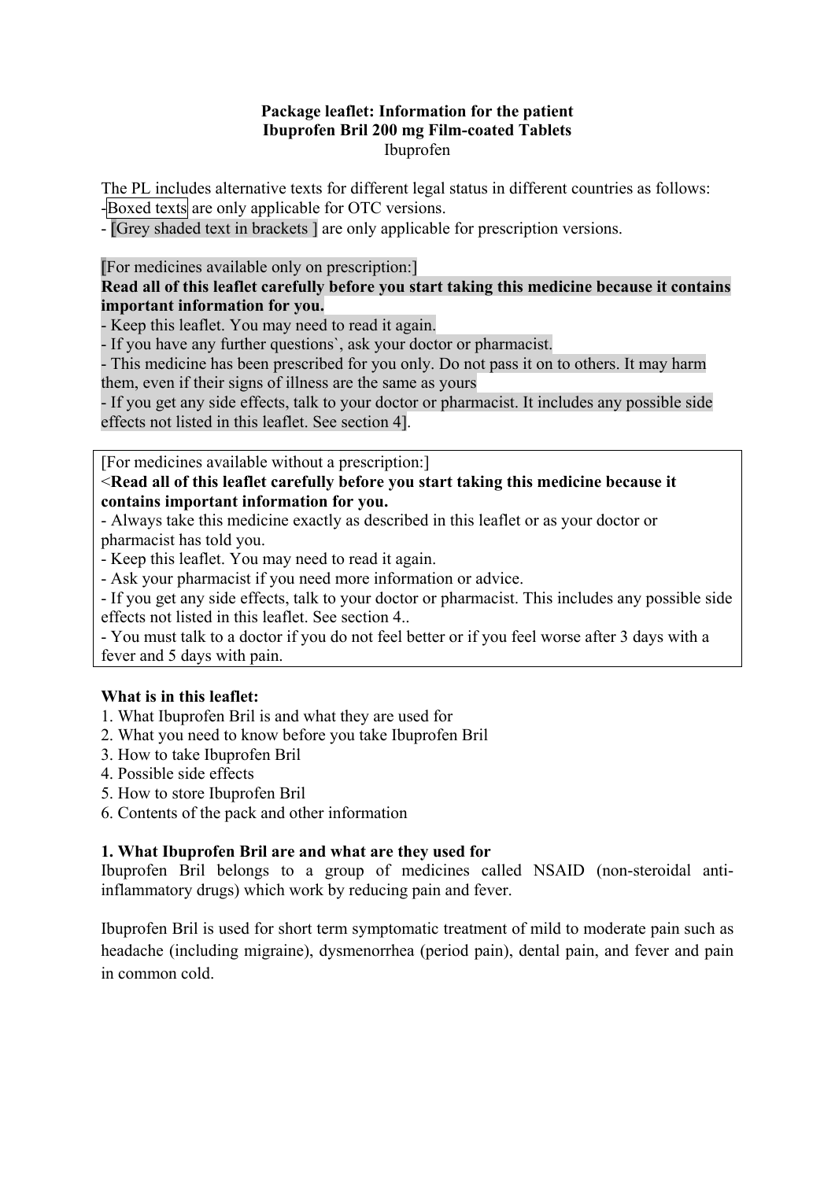**Package leaflet: Information for the patient**
**Ibuprofen Bril 200 mg Film-coated Tablets**
Ibuprofen

The PL includes alternative texts for different legal status in different countries as follows:
-Boxed texts are only applicable for OTC versions.
- [Grey shaded text in brackets ] are only applicable for prescription versions.

[For medicines available only on prescription:]
**Read all of this leaflet carefully before you start taking this medicine because it contains important information for you.**
- Keep this leaflet. You may need to read it again.
- If you have any further questions`, ask your doctor or pharmacist.
- This medicine has been prescribed for you only. Do not pass it on to others. It may harm them, even if their signs of illness are the same as yours
- If you get any side effects, talk to your doctor or pharmacist. It includes any possible side effects not listed in this leaflet. See section 4].

[For medicines available without a prescription:]
<**Read all of this leaflet carefully before you start taking this medicine because it contains important information for you.**
- Always take this medicine exactly as described in this leaflet or as your doctor or pharmacist has told you.
- Keep this leaflet. You may need to read it again.
- Ask your pharmacist if you need more information or advice.
- If you get any side effects, talk to your doctor or pharmacist. This includes any possible side effects not listed in this leaflet. See section 4..
- You must talk to a doctor if you do not feel better or if you feel worse after 3 days with a fever and 5 days with pain.

**What is in this leaflet:**
1. What Ibuprofen Bril is and what they are used for
2. What you need to know before you take Ibuprofen Bril
3. How to take Ibuprofen Bril
4. Possible side effects
5. How to store Ibuprofen Bril
6. Contents of the pack and other information

**1. What Ibuprofen Bril are and what are they used for**
Ibuprofen Bril belongs to a group of medicines called NSAID (non-steroidal anti-inflammatory drugs) which work by reducing pain and fever.

Ibuprofen Bril is used for short term symptomatic treatment of mild to moderate pain such as headache (including migraine), dysmenorrhea (period pain), dental pain, and fever and pain in common cold.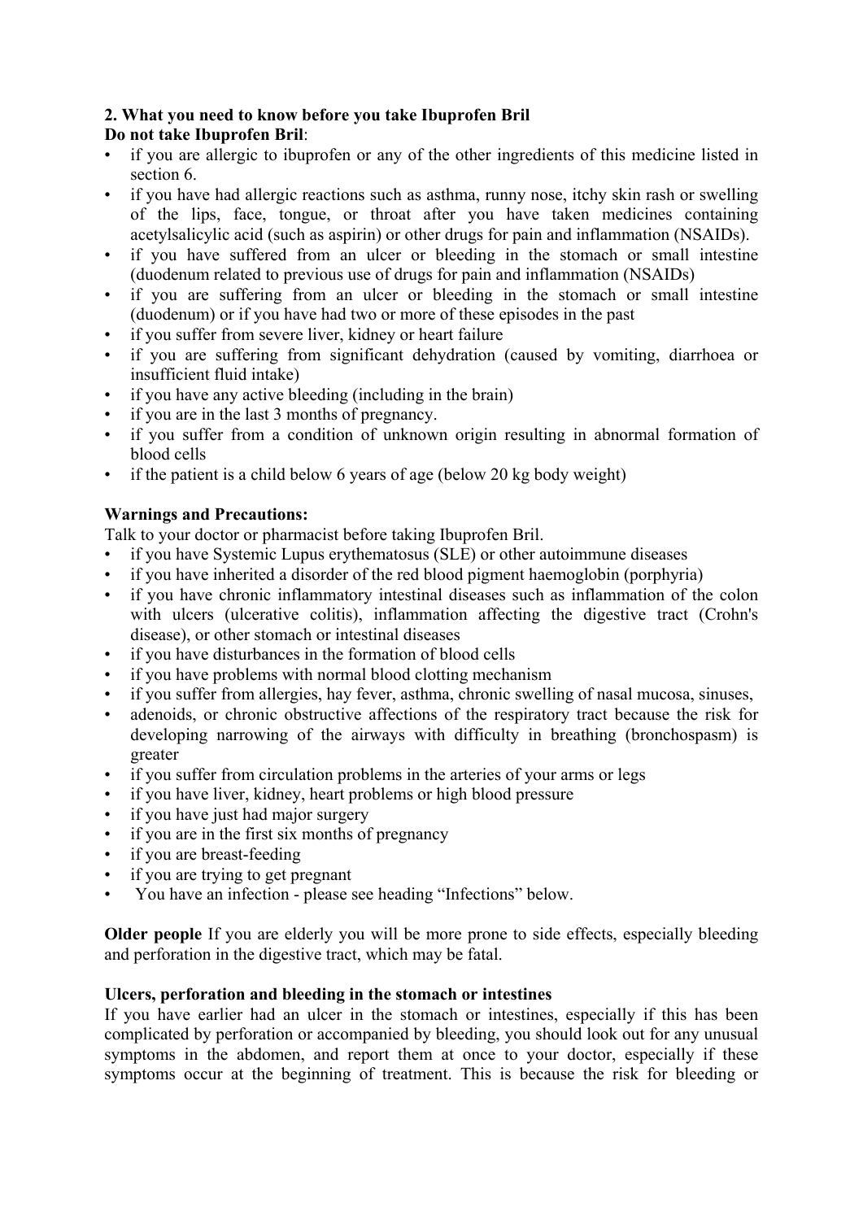## 2. What you need to know before you take Ibuprofen Bril

**Do not take Ibuprofen Bril**:

- if you are allergic to ibuprofen or any of the other ingredients of this medicine listed in section 6.
- if you have had allergic reactions such as asthma, runny nose, itchy skin rash or swelling of the lips, face, tongue, or throat after you have taken medicines containing acetylsalicylic acid (such as aspirin) or other drugs for pain and inflammation (NSAIDs).
- if you have suffered from an ulcer or bleeding in the stomach or small intestine (duodenum related to previous use of drugs for pain and inflammation (NSAIDs)
- if you are suffering from an ulcer or bleeding in the stomach or small intestine (duodenum) or if you have had two or more of these episodes in the past
- if you suffer from severe liver, kidney or heart failure
- if you are suffering from significant dehydration (caused by vomiting, diarrhoea or insufficient fluid intake)
- if you have any active bleeding (including in the brain)
- if you are in the last 3 months of pregnancy.
- if you suffer from a condition of unknown origin resulting in abnormal formation of blood cells
- if the patient is a child below 6 years of age (below 20 kg body weight)

**Warnings and Precautions:**

Talk to your doctor or pharmacist before taking Ibuprofen Bril.

- if you have Systemic Lupus erythematosus (SLE) or other autoimmune diseases
- if you have inherited a disorder of the red blood pigment haemoglobin (porphyria)
- if you have chronic inflammatory intestinal diseases such as inflammation of the colon with ulcers (ulcerative colitis), inflammation affecting the digestive tract (Crohn's disease), or other stomach or intestinal diseases
- if you have disturbances in the formation of blood cells
- if you have problems with normal blood clotting mechanism
- if you suffer from allergies, hay fever, asthma, chronic swelling of nasal mucosa, sinuses,
- adenoids, or chronic obstructive affections of the respiratory tract because the risk for developing narrowing of the airways with difficulty in breathing (bronchospasm) is greater
- if you suffer from circulation problems in the arteries of your arms or legs
- if you have liver, kidney, heart problems or high blood pressure
- if you have just had major surgery
- if you are in the first six months of pregnancy
- if you are breast-feeding
- if you are trying to get pregnant
- You have an infection - please see heading "Infections" below.

**Older people** If you are elderly you will be more prone to side effects, especially bleeding and perforation in the digestive tract, which may be fatal.

**Ulcers, perforation and bleeding in the stomach or intestines**

If you have earlier had an ulcer in the stomach or intestines, especially if this has been complicated by perforation or accompanied by bleeding, you should look out for any unusual symptoms in the abdomen, and report them at once to your doctor, especially if these symptoms occur at the beginning of treatment. This is because the risk for bleeding or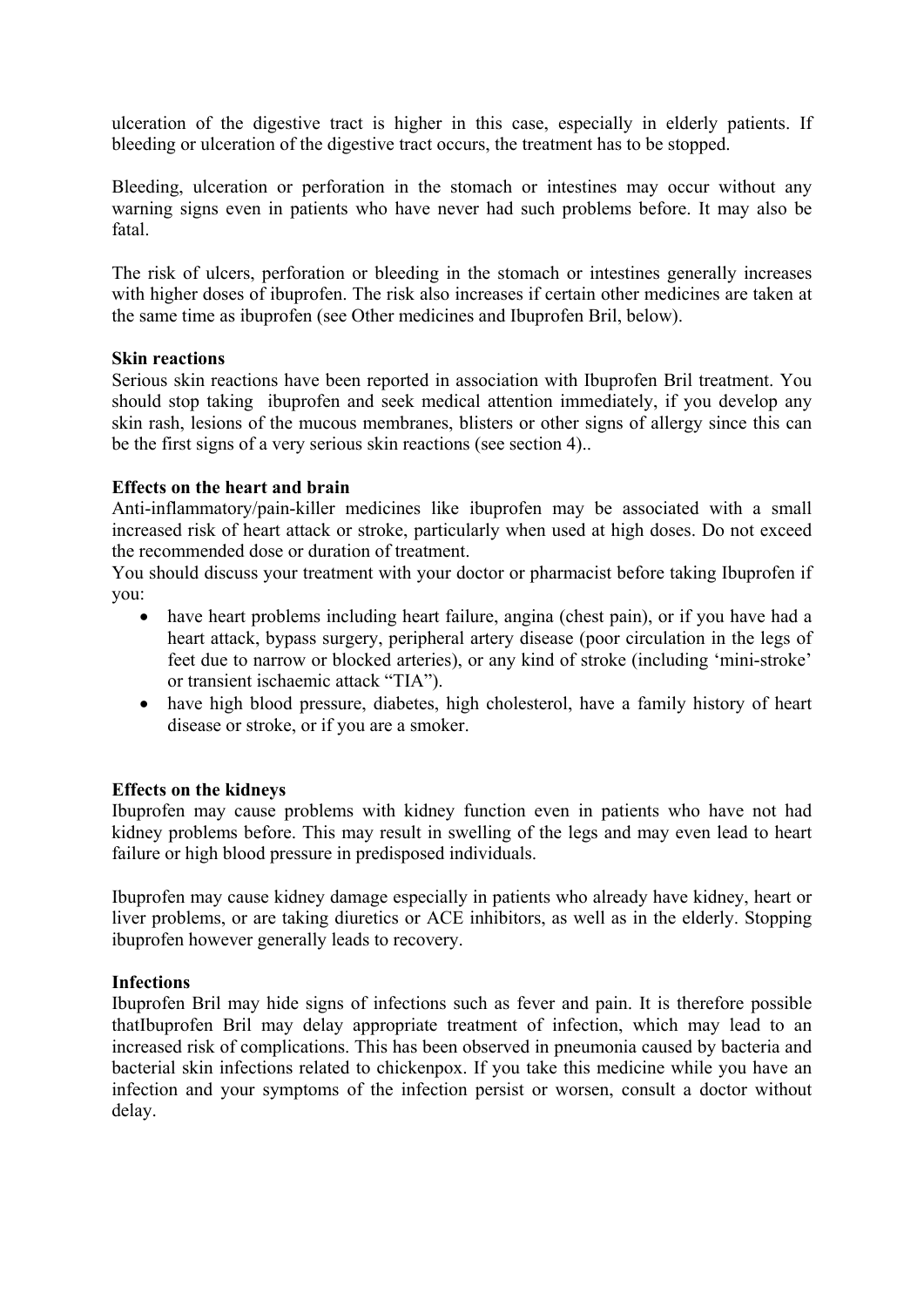ulceration of the digestive tract is higher in this case, especially in elderly patients. If bleeding or ulceration of the digestive tract occurs, the treatment has to be stopped.

Bleeding, ulceration or perforation in the stomach or intestines may occur without any warning signs even in patients who have never had such problems before. It may also be fatal.

The risk of ulcers, perforation or bleeding in the stomach or intestines generally increases with higher doses of ibuprofen. The risk also increases if certain other medicines are taken at the same time as ibuprofen (see Other medicines and Ibuprofen Bril, below).

**Skin reactions**
Serious skin reactions have been reported in association with Ibuprofen Bril treatment. You should stop taking ibuprofen and seek medical attention immediately, if you develop any skin rash, lesions of the mucous membranes, blisters or other signs of allergy since this can be the first signs of a very serious skin reactions (see section 4)..

**Effects on the heart and brain**
Anti-inflammatory/pain-killer medicines like ibuprofen may be associated with a small increased risk of heart attack or stroke, particularly when used at high doses. Do not exceed the recommended dose or duration of treatment.
You should discuss your treatment with your doctor or pharmacist before taking Ibuprofen if you:

- have heart problems including heart failure, angina (chest pain), or if you have had a heart attack, bypass surgery, peripheral artery disease (poor circulation in the legs of feet due to narrow or blocked arteries), or any kind of stroke (including 'mini-stroke' or transient ischaemic attack "TIA").
- have high blood pressure, diabetes, high cholesterol, have a family history of heart disease or stroke, or if you are a smoker.

**Effects on the kidneys**
Ibuprofen may cause problems with kidney function even in patients who have not had kidney problems before. This may result in swelling of the legs and may even lead to heart failure or high blood pressure in predisposed individuals.

Ibuprofen may cause kidney damage especially in patients who already have kidney, heart or liver problems, or are taking diuretics or ACE inhibitors, as well as in the elderly. Stopping ibuprofen however generally leads to recovery.

**Infections**
Ibuprofen Bril may hide signs of infections such as fever and pain. It is therefore possible thatIbuprofen Bril may delay appropriate treatment of infection, which may lead to an increased risk of complications. This has been observed in pneumonia caused by bacteria and bacterial skin infections related to chickenpox. If you take this medicine while you have an infection and your symptoms of the infection persist or worsen, consult a doctor without delay.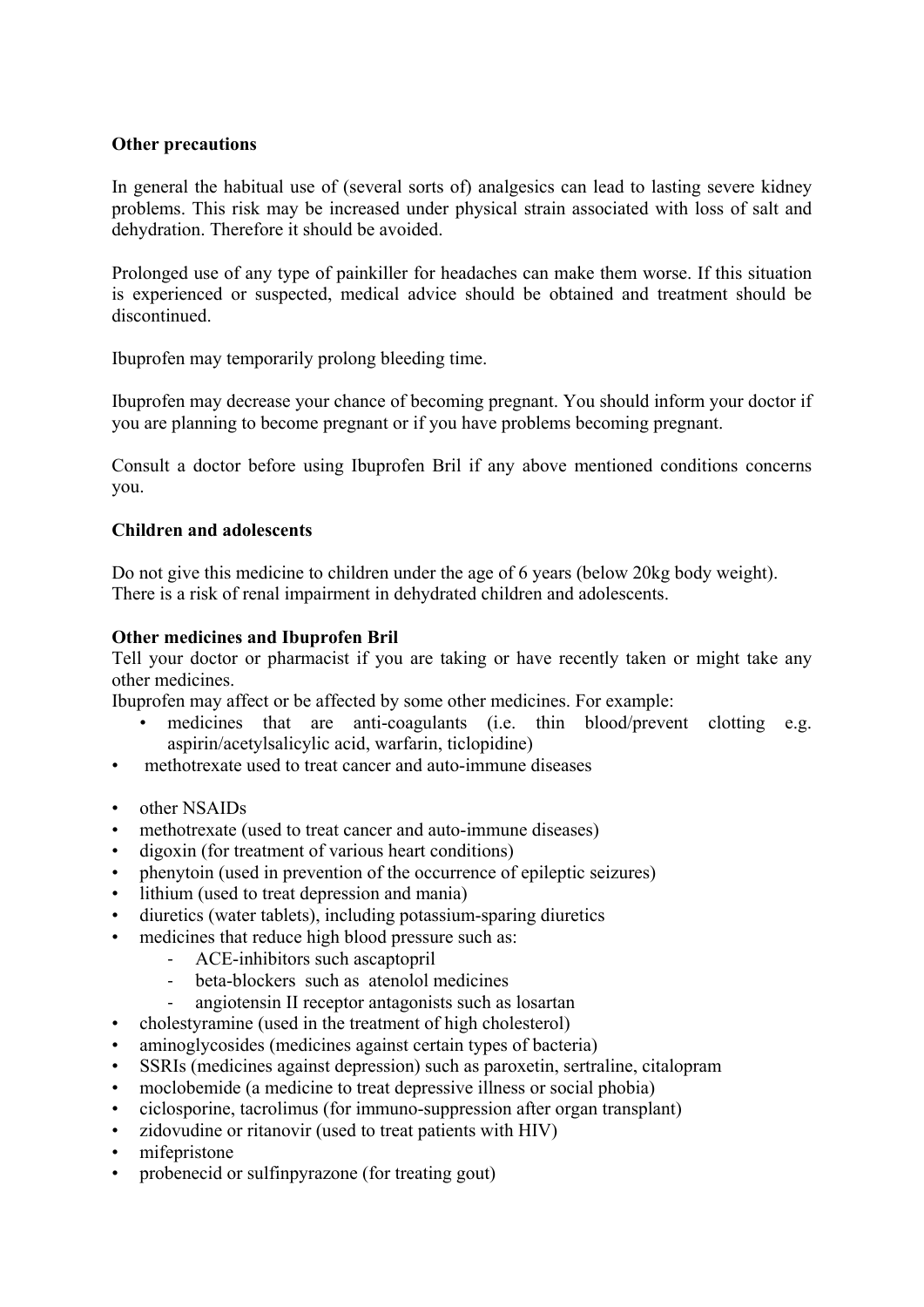**Other precautions**

In general the habitual use of (several sorts of) analgesics can lead to lasting severe kidney problems. This risk may be increased under physical strain associated with loss of salt and dehydration. Therefore it should be avoided.

Prolonged use of any type of painkiller for headaches can make them worse. If this situation is experienced or suspected, medical advice should be obtained and treatment should be discontinued.

Ibuprofen may temporarily prolong bleeding time.

Ibuprofen may decrease your chance of becoming pregnant. You should inform your doctor if you are planning to become pregnant or if you have problems becoming pregnant.

Consult a doctor before using Ibuprofen Bril if any above mentioned conditions concerns you.

**Children and adolescents**

Do not give this medicine to children under the age of 6 years (below 20kg body weight).
There is a risk of renal impairment in dehydrated children and adolescents.

**Other medicines and Ibuprofen Bril**

Tell your doctor or pharmacist if you are taking or have recently taken or might take any other medicines.
Ibuprofen may affect or be affected by some other medicines. For example:

- medicines that are anti-coagulants (i.e. thin blood/prevent clotting e.g. aspirin/acetylsalicylic acid, warfarin, ticlopidine)
- methotrexate used to treat cancer and auto-immune diseases

- other NSAIDs
- methotrexate (used to treat cancer and auto-immune diseases)
- digoxin (for treatment of various heart conditions)
- phenytoin (used in prevention of the occurrence of epileptic seizures)
- lithium (used to treat depression and mania)
- diuretics (water tablets), including potassium-sparing diuretics
- medicines that reduce high blood pressure such as:
  - ACE-inhibitors such ascaptopril
  - beta-blockers such as atenolol medicines
  - angiotensin II receptor antagonists such as losartan
- cholestyramine (used in the treatment of high cholesterol)
- aminoglycosides (medicines against certain types of bacteria)
- SSRIs (medicines against depression) such as paroxetin, sertraline, citalopram
- moclobemide (a medicine to treat depressive illness or social phobia)
- ciclosporine, tacrolimus (for immuno-suppression after organ transplant)
- zidovudine or ritanovir (used to treat patients with HIV)
- mifepristone
- probenecid or sulfinpyrazone (for treating gout)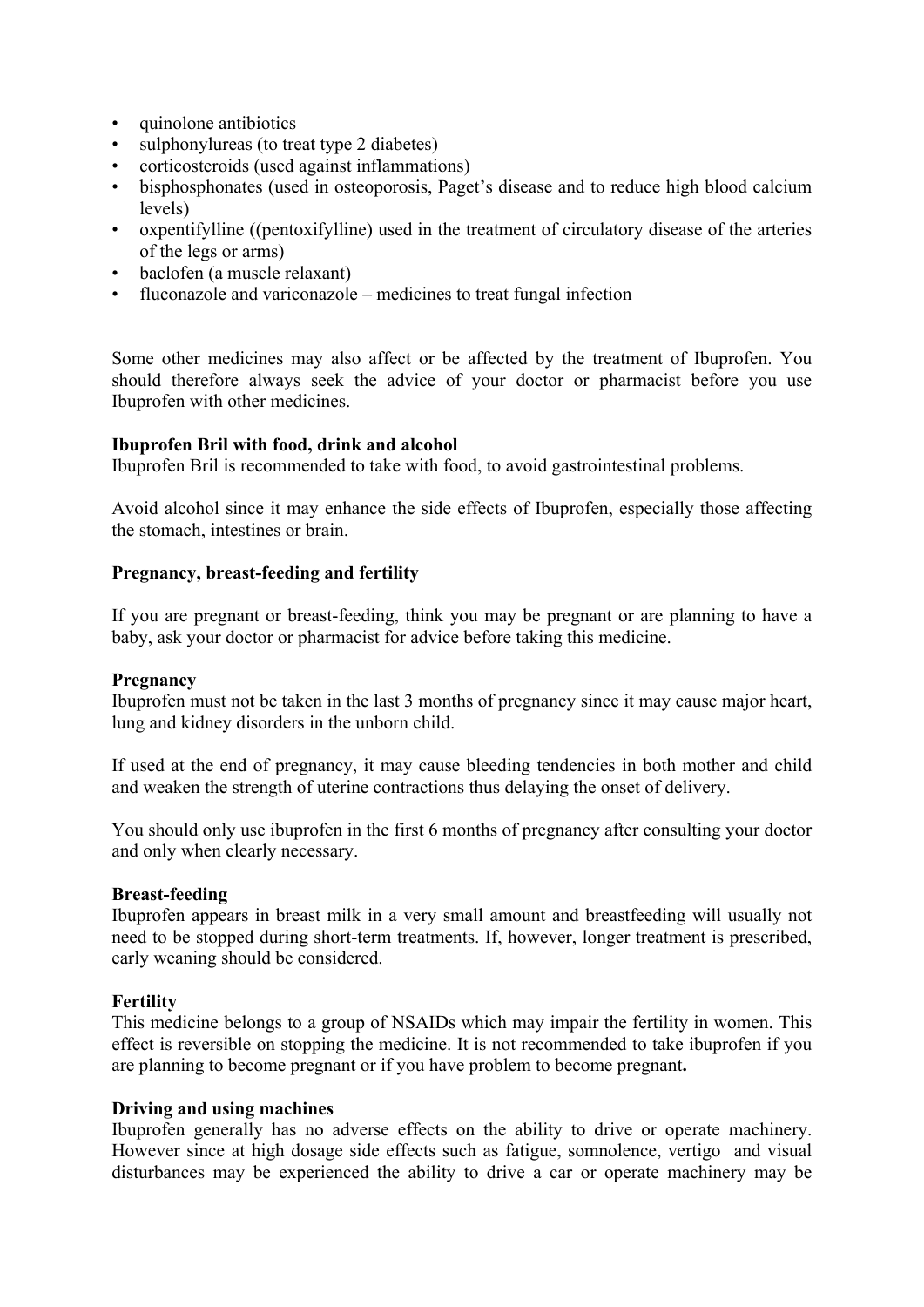- quinolone antibiotics
- sulphonylureas (to treat type 2 diabetes)
- corticosteroids (used against inflammations)
- bisphosphonates (used in osteoporosis, Paget's disease and to reduce high blood calcium levels)
- oxpentifylline ((pentoxifylline) used in the treatment of circulatory disease of the arteries of the legs or arms)
- baclofen (a muscle relaxant)
- fluconazole and variconazole – medicines to treat fungal infection

Some other medicines may also affect or be affected by the treatment of Ibuprofen. You should therefore always seek the advice of your doctor or pharmacist before you use Ibuprofen with other medicines.

**Ibuprofen Bril with food, drink and alcohol**
Ibuprofen Bril is recommended to take with food, to avoid gastrointestinal problems.

Avoid alcohol since it may enhance the side effects of Ibuprofen, especially those affecting the stomach, intestines or brain.

**Pregnancy, breast-feeding and fertility**

If you are pregnant or breast-feeding, think you may be pregnant or are planning to have a baby, ask your doctor or pharmacist for advice before taking this medicine.

**Pregnancy**
Ibuprofen must not be taken in the last 3 months of pregnancy since it may cause major heart, lung and kidney disorders in the unborn child.

If used at the end of pregnancy, it may cause bleeding tendencies in both mother and child and weaken the strength of uterine contractions thus delaying the onset of delivery.

You should only use ibuprofen in the first 6 months of pregnancy after consulting your doctor and only when clearly necessary.

**Breast-feeding**
Ibuprofen appears in breast milk in a very small amount and breastfeeding will usually not need to be stopped during short-term treatments. If, however, longer treatment is prescribed, early weaning should be considered.

**Fertility**
This medicine belongs to a group of NSAIDs which may impair the fertility in women. This effect is reversible on stopping the medicine. It is not recommended to take ibuprofen if you are planning to become pregnant or if you have problem to become pregnant**.**

**Driving and using machines**
Ibuprofen generally has no adverse effects on the ability to drive or operate machinery. However since at high dosage side effects such as fatigue, somnolence, vertigo and visual disturbances may be experienced the ability to drive a car or operate machinery may be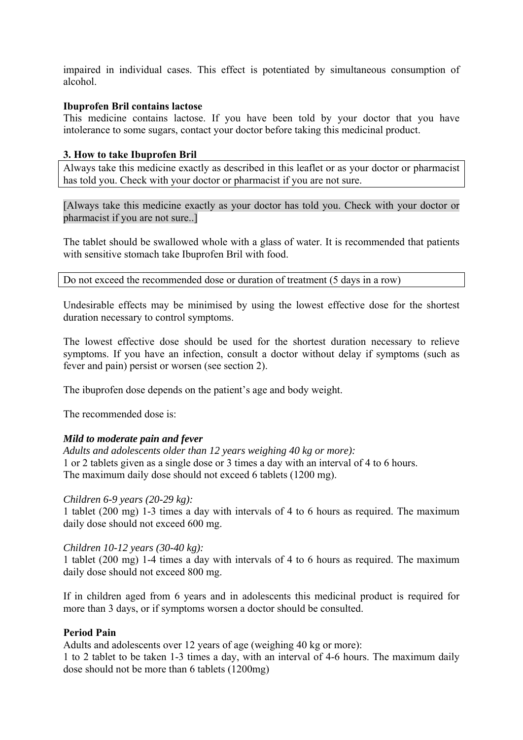impaired in individual cases. This effect is potentiated by simultaneous consumption of alcohol.

**Ibuprofen Bril contains lactose**

This medicine contains lactose. If you have been told by your doctor that you have intolerance to some sugars, contact your doctor before taking this medicinal product.

**3. How to take Ibuprofen Bril**

Always take this medicine exactly as described in this leaflet or as your doctor or pharmacist has told you. Check with your doctor or pharmacist if you are not sure.

[Always take this medicine exactly as your doctor has told you. Check with your doctor or pharmacist if you are not sure..]

The tablet should be swallowed whole with a glass of water. It is recommended that patients with sensitive stomach take Ibuprofen Bril with food.

Do not exceed the recommended dose or duration of treatment (5 days in a row)

Undesirable effects may be minimised by using the lowest effective dose for the shortest duration necessary to control symptoms.

The lowest effective dose should be used for the shortest duration necessary to relieve symptoms. If you have an infection, consult a doctor without delay if symptoms (such as fever and pain) persist or worsen (see section 2).

The ibuprofen dose depends on the patient's age and body weight.

The recommended dose is:

***Mild to moderate pain and fever***

*Adults and adolescents older than 12 years weighing 40 kg or more):*
1 or 2 tablets given as a single dose or 3 times a day with an interval of 4 to 6 hours.
The maximum daily dose should not exceed 6 tablets (1200 mg).

*Children 6-9 years (20-29 kg):*
1 tablet (200 mg) 1-3 times a day with intervals of 4 to 6 hours as required. The maximum daily dose should not exceed 600 mg.

*Children 10-12 years (30-40 kg):*
1 tablet (200 mg) 1-4 times a day with intervals of 4 to 6 hours as required. The maximum daily dose should not exceed 800 mg.

If in children aged from 6 years and in adolescents this medicinal product is required for more than 3 days, or if symptoms worsen a doctor should be consulted.

**Period Pain**

Adults and adolescents over 12 years of age (weighing 40 kg or more):
1 to 2 tablet to be taken 1-3 times a day, with an interval of 4-6 hours. The maximum daily dose should not be more than 6 tablets (1200mg)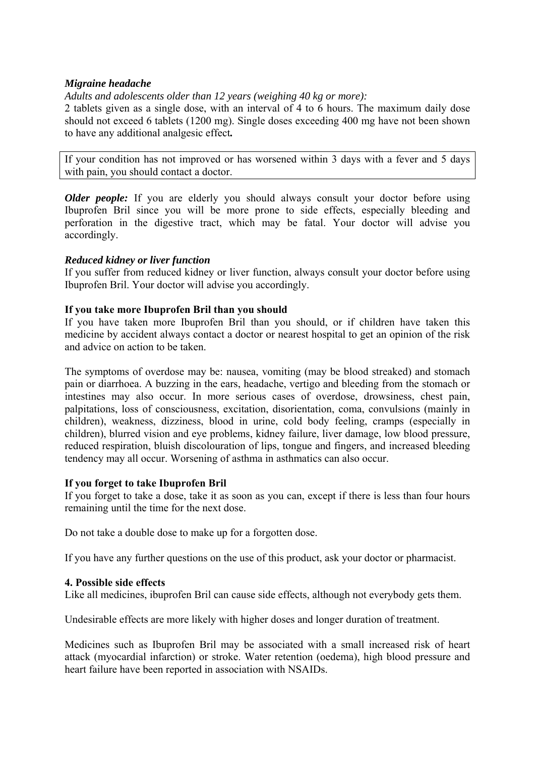*Migraine headache*

*Adults and adolescents older than 12 years (weighing 40 kg or more):*

2 tablets given as a single dose, with an interval of 4 to 6 hours. The maximum daily dose should not exceed 6 tablets (1200 mg). Single doses exceeding 400 mg have not been shown to have any additional analgesic effect**.**

If your condition has not improved or has worsened within 3 days with a fever and 5 days with pain, you should contact a doctor.

***Older people:*** If you are elderly you should always consult your doctor before using Ibuprofen Bril since you will be more prone to side effects, especially bleeding and perforation in the digestive tract, which may be fatal. Your doctor will advise you accordingly.

***Reduced kidney or liver function***

If you suffer from reduced kidney or liver function, always consult your doctor before using Ibuprofen Bril. Your doctor will advise you accordingly.

**If you take more Ibuprofen Bril than you should**

If you have taken more Ibuprofen Bril than you should, or if children have taken this medicine by accident always contact a doctor or nearest hospital to get an opinion of the risk and advice on action to be taken.

The symptoms of overdose may be: nausea, vomiting (may be blood streaked) and stomach pain or diarrhoea. A buzzing in the ears, headache, vertigo and bleeding from the stomach or intestines may also occur. In more serious cases of overdose, drowsiness, chest pain, palpitations, loss of consciousness, excitation, disorientation, coma, convulsions (mainly in children), weakness, dizziness, blood in urine, cold body feeling, cramps (especially in children), blurred vision and eye problems, kidney failure, liver damage, low blood pressure, reduced respiration, bluish discolouration of lips, tongue and fingers, and increased bleeding tendency may all occur. Worsening of asthma in asthmatics can also occur.

**If you forget to take Ibuprofen Bril**

If you forget to take a dose, take it as soon as you can, except if there is less than four hours remaining until the time for the next dose.

Do not take a double dose to make up for a forgotten dose.

If you have any further questions on the use of this product, ask your doctor or pharmacist.

**4. Possible side effects**

Like all medicines, ibuprofen Bril can cause side effects, although not everybody gets them.

Undesirable effects are more likely with higher doses and longer duration of treatment.

Medicines such as Ibuprofen Bril may be associated with a small increased risk of heart attack (myocardial infarction) or stroke. Water retention (oedema), high blood pressure and heart failure have been reported in association with NSAIDs.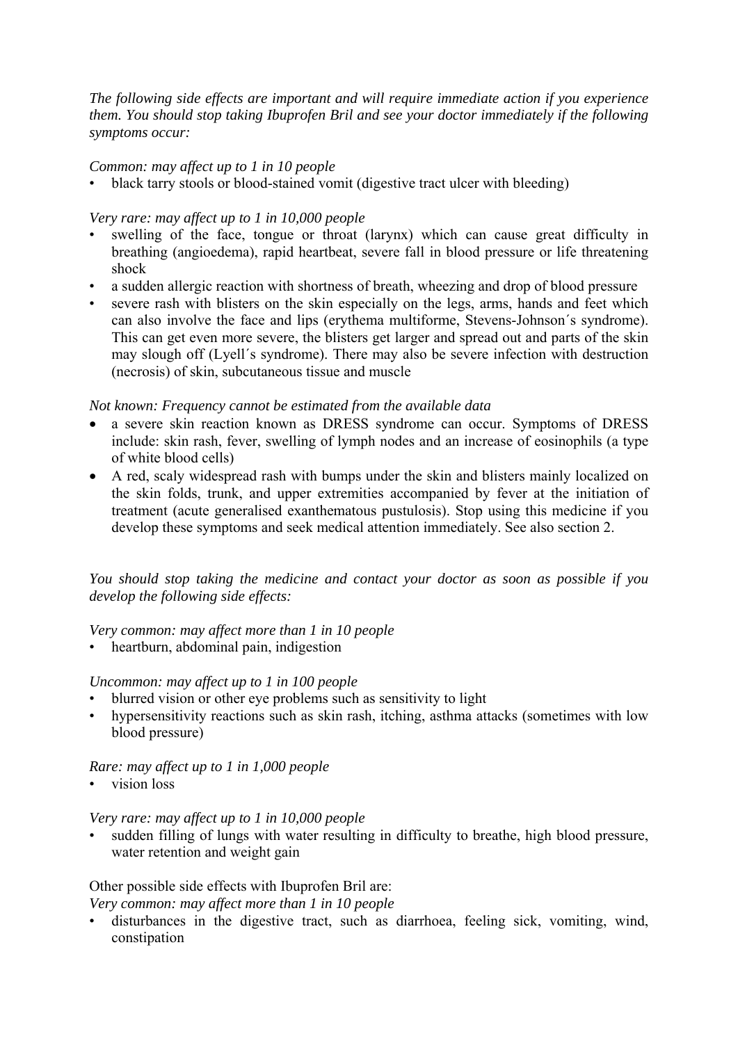*The following side effects are important and will require immediate action if you experience them. You should stop taking Ibuprofen Bril and see your doctor immediately if the following symptoms occur:*

*Common: may affect up to 1 in 10 people*

- black tarry stools or blood-stained vomit (digestive tract ulcer with bleeding)

*Very rare: may affect up to 1 in 10,000 people*

- swelling of the face, tongue or throat (larynx) which can cause great difficulty in breathing (angioedema), rapid heartbeat, severe fall in blood pressure or life threatening shock
- a sudden allergic reaction with shortness of breath, wheezing and drop of blood pressure
- severe rash with blisters on the skin especially on the legs, arms, hands and feet which can also involve the face and lips (erythema multiforme, Stevens-Johnson´s syndrome). This can get even more severe, the blisters get larger and spread out and parts of the skin may slough off (Lyell´s syndrome). There may also be severe infection with destruction (necrosis) of skin, subcutaneous tissue and muscle

*Not known: Frequency cannot be estimated from the available data*

- a severe skin reaction known as DRESS syndrome can occur. Symptoms of DRESS include: skin rash, fever, swelling of lymph nodes and an increase of eosinophils (a type of white blood cells)
- A red, scaly widespread rash with bumps under the skin and blisters mainly localized on the skin folds, trunk, and upper extremities accompanied by fever at the initiation of treatment (acute generalised exanthematous pustulosis). Stop using this medicine if you develop these symptoms and seek medical attention immediately. See also section 2.

*You should stop taking the medicine and contact your doctor as soon as possible if you develop the following side effects:*

*Very common: may affect more than 1 in 10 people*

- heartburn, abdominal pain, indigestion

*Uncommon: may affect up to 1 in 100 people*

- blurred vision or other eye problems such as sensitivity to light
- hypersensitivity reactions such as skin rash, itching, asthma attacks (sometimes with low blood pressure)

*Rare: may affect up to 1 in 1,000 people*

- vision loss

*Very rare: may affect up to 1 in 10,000 people*

- sudden filling of lungs with water resulting in difficulty to breathe, high blood pressure, water retention and weight gain

Other possible side effects with Ibuprofen Bril are:

*Very common: may affect more than 1 in 10 people*

- disturbances in the digestive tract, such as diarrhoea, feeling sick, vomiting, wind, constipation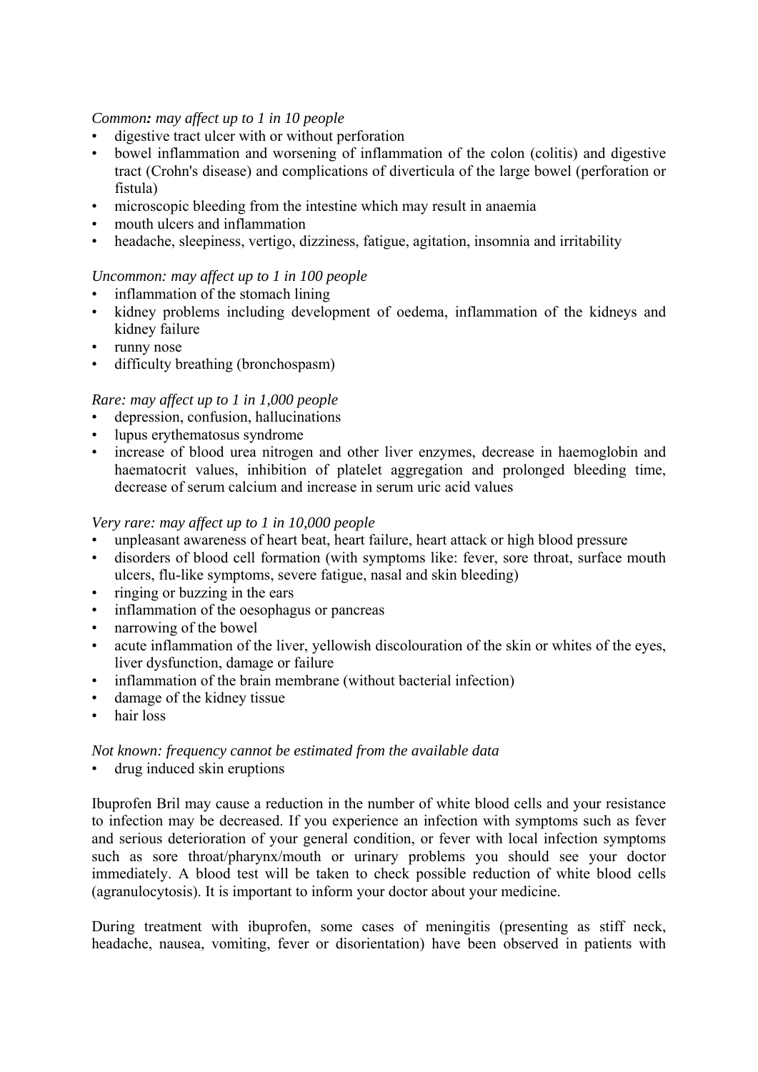*Common: may affect up to 1 in 10 people*

- digestive tract ulcer with or without perforation
- bowel inflammation and worsening of inflammation of the colon (colitis) and digestive tract (Crohn's disease) and complications of diverticula of the large bowel (perforation or fistula)
- microscopic bleeding from the intestine which may result in anaemia
- mouth ulcers and inflammation
- headache, sleepiness, vertigo, dizziness, fatigue, agitation, insomnia and irritability

*Uncommon: may affect up to 1 in 100 people*

- inflammation of the stomach lining
- kidney problems including development of oedema, inflammation of the kidneys and kidney failure
- runny nose
- difficulty breathing (bronchospasm)

*Rare: may affect up to 1 in 1,000 people*

- depression, confusion, hallucinations
- lupus erythematosus syndrome
- increase of blood urea nitrogen and other liver enzymes, decrease in haemoglobin and haematocrit values, inhibition of platelet aggregation and prolonged bleeding time, decrease of serum calcium and increase in serum uric acid values

*Very rare: may affect up to 1 in 10,000 people*

- unpleasant awareness of heart beat, heart failure, heart attack or high blood pressure
- disorders of blood cell formation (with symptoms like: fever, sore throat, surface mouth ulcers, flu-like symptoms, severe fatigue, nasal and skin bleeding)
- ringing or buzzing in the ears
- inflammation of the oesophagus or pancreas
- narrowing of the bowel
- acute inflammation of the liver, yellowish discolouration of the skin or whites of the eyes, liver dysfunction, damage or failure
- inflammation of the brain membrane (without bacterial infection)
- damage of the kidney tissue
- hair loss

*Not known: frequency cannot be estimated from the available data*

- drug induced skin eruptions

Ibuprofen Bril may cause a reduction in the number of white blood cells and your resistance to infection may be decreased. If you experience an infection with symptoms such as fever and serious deterioration of your general condition, or fever with local infection symptoms such as sore throat/pharynx/mouth or urinary problems you should see your doctor immediately. A blood test will be taken to check possible reduction of white blood cells (agranulocytosis). It is important to inform your doctor about your medicine.

During treatment with ibuprofen, some cases of meningitis (presenting as stiff neck, headache, nausea, vomiting, fever or disorientation) have been observed in patients with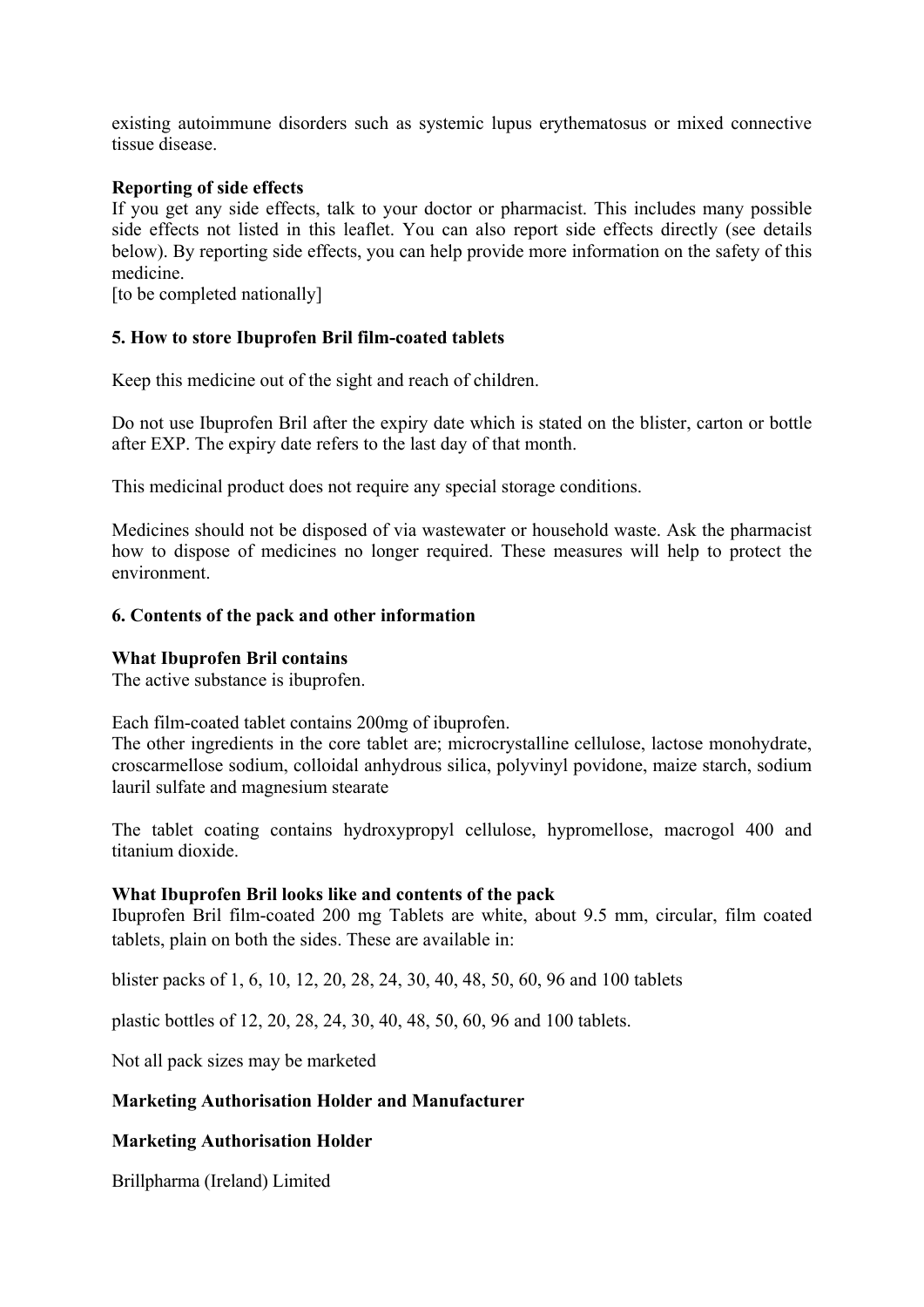existing autoimmune disorders such as systemic lupus erythematosus or mixed connective tissue disease.

**Reporting of side effects**

If you get any side effects, talk to your doctor or pharmacist. This includes many possible side effects not listed in this leaflet. You can also report side effects directly (see details below). By reporting side effects, you can help provide more information on the safety of this medicine.
[to be completed nationally]

## 5. How to store Ibuprofen Bril film-coated tablets

Keep this medicine out of the sight and reach of children.

Do not use Ibuprofen Bril after the expiry date which is stated on the blister, carton or bottle after EXP. The expiry date refers to the last day of that month.

This medicinal product does not require any special storage conditions.

Medicines should not be disposed of via wastewater or household waste. Ask the pharmacist how to dispose of medicines no longer required. These measures will help to protect the environment.

## 6. Contents of the pack and other information

**What Ibuprofen Bril contains**

The active substance is ibuprofen.

Each film-coated tablet contains 200mg of ibuprofen.
The other ingredients in the core tablet are; microcrystalline cellulose, lactose monohydrate, croscarmellose sodium, colloidal anhydrous silica, polyvinyl povidone, maize starch, sodium lauril sulfate and magnesium stearate

The tablet coating contains hydroxypropyl cellulose, hypromellose, macrogol 400 and titanium dioxide.

**What Ibuprofen Bril looks like and contents of the pack**

Ibuprofen Bril film-coated 200 mg Tablets are white, about 9.5 mm, circular, film coated tablets, plain on both the sides. These are available in:

blister packs of 1, 6, 10, 12, 20, 28, 24, 30, 40, 48, 50, 60, 96 and 100 tablets

plastic bottles of 12, 20, 28, 24, 30, 40, 48, 50, 60, 96 and 100 tablets.

Not all pack sizes may be marketed

**Marketing Authorisation Holder and Manufacturer**

**Marketing Authorisation Holder**

Brillpharma (Ireland) Limited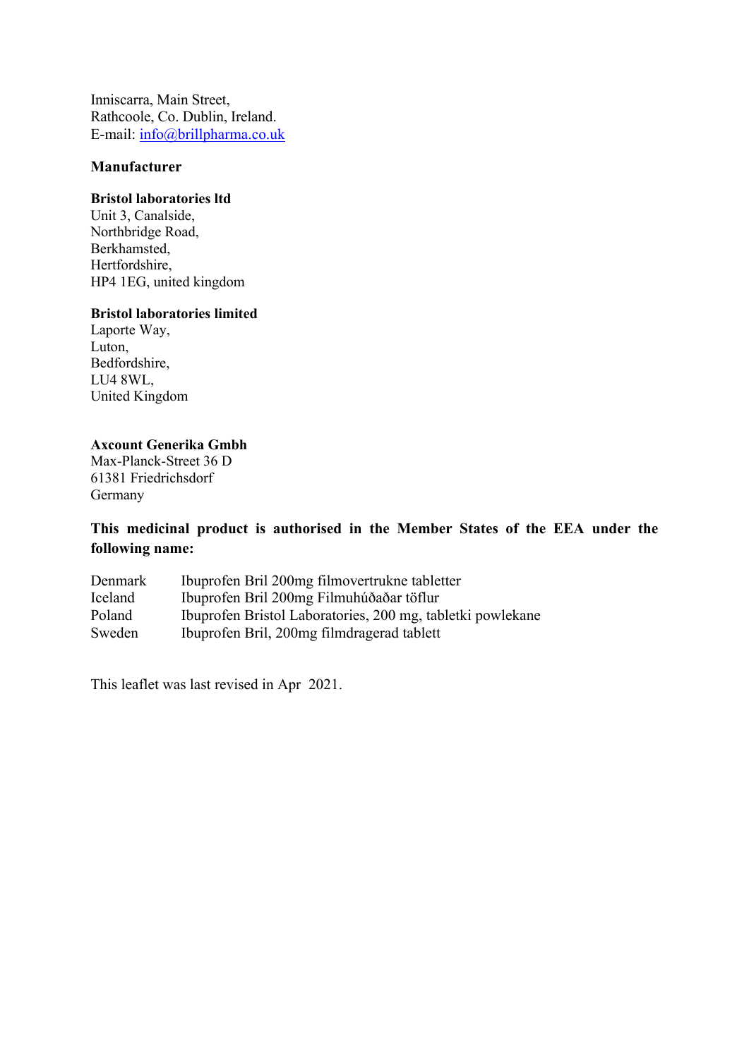Inniscarra, Main Street,
Rathcoole, Co. Dublin, Ireland.
E-mail: info@brillpharma.co.uk

**Manufacturer**

**Bristol laboratories ltd**
Unit 3, Canalside,
Northbridge Road,
Berkhamsted,
Hertfordshire,
HP4 1EG, united kingdom

**Bristol laboratories limited**
Laporte Way,
Luton,
Bedfordshire,
LU4 8WL,
United Kingdom

**Axcount Generika Gmbh**
Max-Planck-Street 36 D
61381 Friedrichsdorf
Germany

**This medicinal product is authorised in the Member States of the EEA under the following name:**

| | |
|---|---|
| Denmark | Ibuprofen Bril 200mg filmovertrukne tabletter |
| Iceland | Ibuprofen Bril 200mg Filmuhúðaðar töflur |
| Poland | Ibuprofen Bristol Laboratories, 200 mg, tabletki powlekane |
| Sweden | Ibuprofen Bril, 200mg filmdragerad tablett |

This leaflet was last revised in Apr 2021.